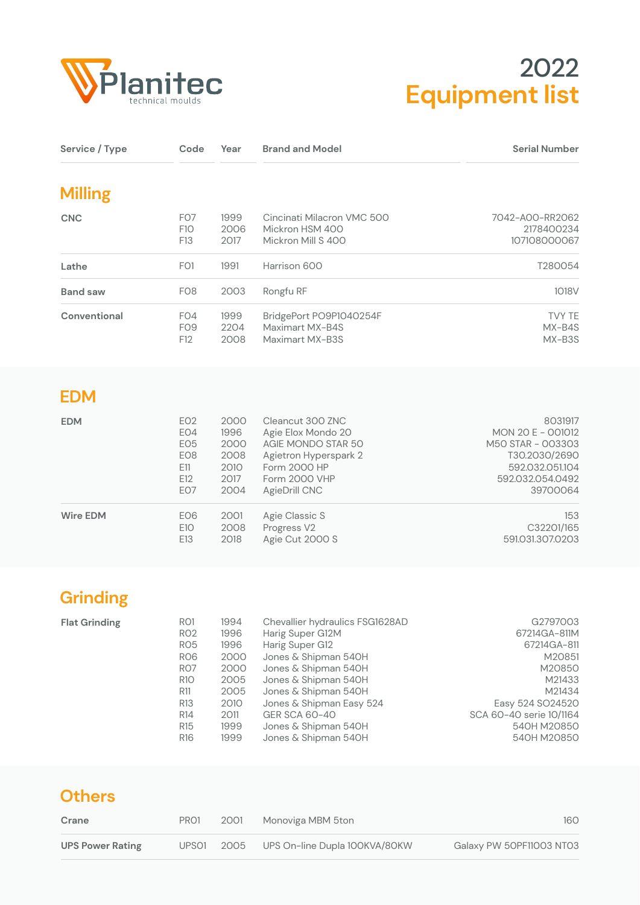Planitec
technical moulds

# 2022 Equipment list

| Service / Type | Code | Year | Brand and Model | Serial Number |
|---|---|---|---|---|
| **Milling** | | | | |
| **CNC** | F07 | 1999 | Cincinati Milacron VMC 500 | 7042-A00-RR2062 |
| | F10 | 2006 | Mickron HSM 400 | 2178400234 |
| | F13 | 2017 | Mickron Mill S 400 | 107108000067 |
| **Lathe** | F01 | 1991 | Harrison 600 | T280054 |
| **Band saw** | F08 | 2003 | Rongfu RF | 1018V |
| **Conventional** | F04 | 1999 | BridgePort PO9P1040254F | TVY TE |
| | F09 | 2204 | Maximart MX-B4S | MX-B4S |
| | F12 | 2008 | Maximart MX-B3S | MX-B3S |
| **EDM** | | | | |
| **EDM** | E02 | 2000 | Cleancut 300 ZNC | 8031917 |
| | E04 | 1996 | Agie Elox Mondo 20 | MON 20 E - 001012 |
| | E05 | 2000 | AGIE MONDO STAR 50 | M50 STAR - 003303 |
| | E08 | 2008 | Agietron Hyperspark 2 | T30.2030/2690 |
| | E11 | 2010 | Form 2000 HP | 592.032.051.104 |
| | E12 | 2017 | Form 2000 VHP | 592.032.054.0492 |
| | E07 | 2004 | AgieDrill CNC | 39700064 |
| **Wire EDM** | E06 | 2001 | Agie Classic S | 153 |
| | E10 | 2008 | Progress V2 | C32201/165 |
| | E13 | 2018 | Agie Cut 2000 S | 591.031.307.0203 |
| **Grinding** | | | | |
| **Flat Grinding** | R01 | 1994 | Chevallier hydraulics FSG1628AD | G2797003 |
| | R02 | 1996 | Harig Super G12M | 67214GA-811M |
| | R05 | 1996 | Harig Super G12 | 67214GA-811 |
| | R06 | 2000 | Jones & Shipman 540H | M20851 |
| | R07 | 2000 | Jones & Shipman 540H | M20850 |
| | R10 | 2005 | Jones & Shipman 540H | M21433 |
| | R11 | 2005 | Jones & Shipman 540H | M21434 |
| | R13 | 2010 | Jones & Shipman Easy 524 | Easy 524 SO24520 |
| | R14 | 2011 | GER SCA 60-40 | SCA 60-40 serie 10/1164 |
| | R15 | 1999 | Jones & Shipman 540H | 540H M20850 |
| | R16 | 1999 | Jones & Shipman 540H | 540H M20850 |
| **Others** | | | | |
| **Crane** | PR01 | 2001 | Monoviga MBM 5ton | 160 |
| **UPS Power Rating** | UPS01 | 2005 | UPS On-line Dupla 100KVA/80KW | Galaxy PW 50PF11003 NT03 |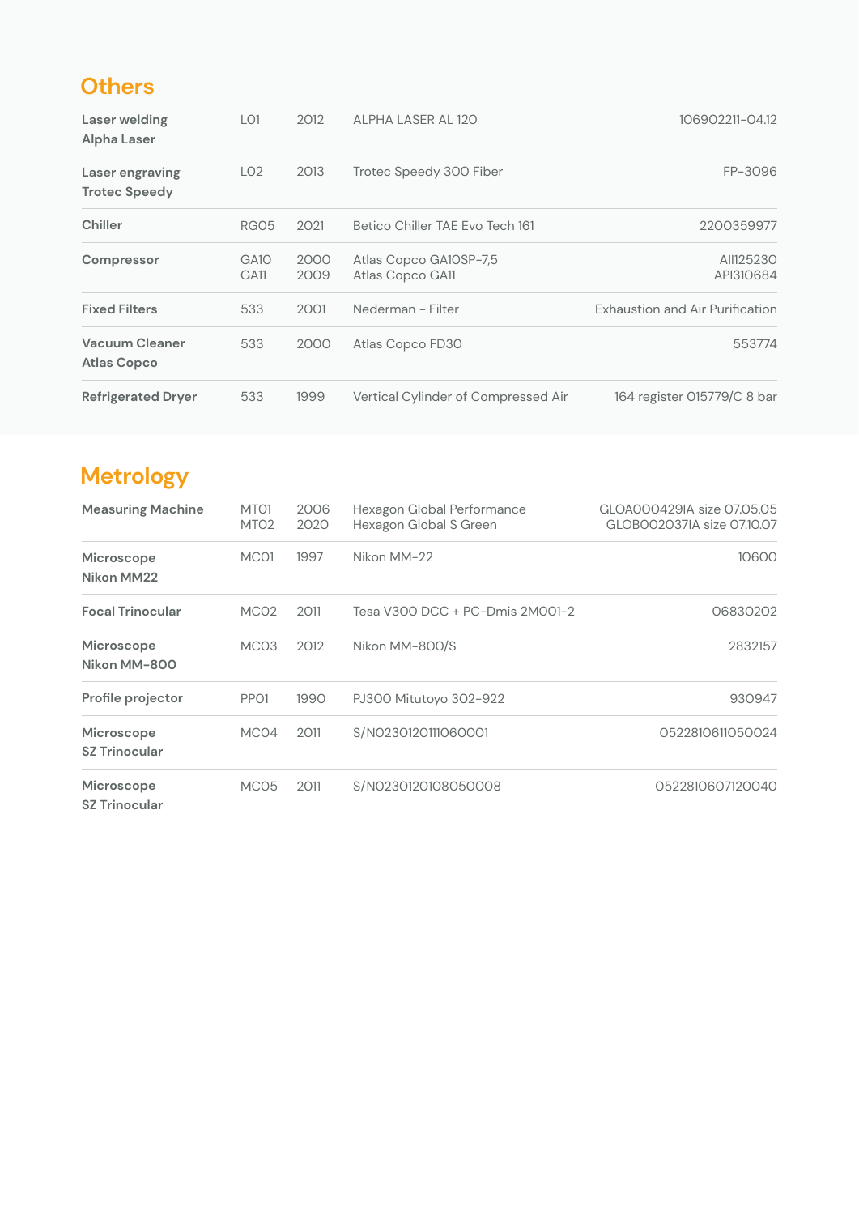## Others

| | | | | |
|---|---|---|---|---|
| **Laser welding Alpha Laser** | LO1 | 2012 | ALPHA LASER AL 120 | 106902211-04.12 |
| **Laser engraving Trotec Speedy** | LO2 | 2013 | Trotec Speedy 300 Fiber | FP-3096 |
| **Chiller** | RG05 | 2021 | Betico Chiller TAE Evo Tech 161 | 2200359977 |
| **Compressor** | GA10<br>GA11 | 2000<br>2009 | Atlas Copco GA10SP-7,5<br>Atlas Copco GA11 | AII125230<br>API310684 |
| **Fixed Filters** | 533 | 2001 | Nederman - Filter | Exhaustion and Air Purification |
| **Vacuum Cleaner Atlas Copco** | 533 | 2000 | Atlas Copco FD30 | 553774 |
| **Refrigerated Dryer** | 533 | 1999 | Vertical Cylinder of Compressed Air | 164 register 015779/C 8 bar |

## Metrology

| | | | | |
|---|---|---|---|---|
| **Measuring Machine** | MT01<br>MT02 | 2006<br>2020 | Hexagon Global Performance<br>Hexagon Global S Green | GLOA000429IA size 07.05.05<br>GLOB002037IA size 07.10.07 |
| **Microscope Nikon MM22** | MC01 | 1997 | Nikon MM-22 | 10600 |
| **Focal Trinocular** | MC02 | 2011 | Tesa V300 DCC + PC-Dmis 2M001-2 | 06830202 |
| **Microscope Nikon MM-800** | MC03 | 2012 | Nikon MM-800/S | 2832157 |
| **Profile projector** | PP01 | 1990 | PJ300 Mitutoyo 302-922 | 930947 |
| **Microscope SZ Trinocular** | MC04 | 2011 | S/N023012011106000​1 | 0522810611050024 |
| **Microscope SZ Trinocular** | MC05 | 2011 | S/N0230120108050008 | 0522810607120040 |